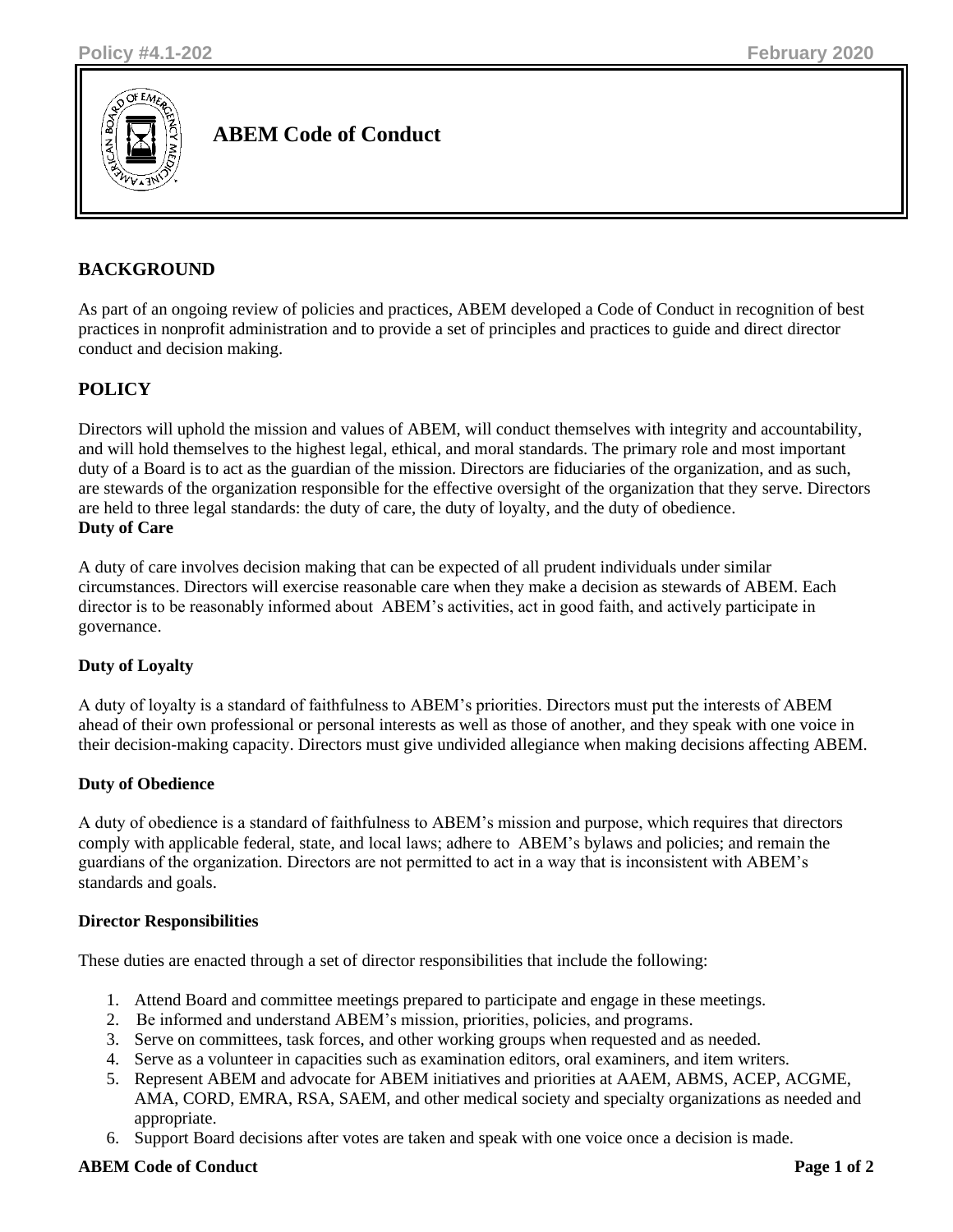# ABEM Code of Conduct

## BACKGROUND

As part of an ongoing review of policies and practices, ABEM developed a Code of Conduct in recognition of best practices in nonprofit administration and to provide a set of principles and practices to guide and direct director conduct and decision making.

## POLICY

Directors will uphold the mission and values of ABEM, will conduct themselves with integrity and accountability, and will hold themselves to the highest legal, ethical, and moral standards. The primary role and most important duty of a Board is to act as the guardian of the mission. Directors are fiduciaries of the organization, and as such, are stewards of the organization responsible for the effective oversight of the organization that they serve. Directors are held to three legal standards: the duty of care, the duty of loyalty, and the duty of obedience.

### Duty of Care

A duty of care involves decision making that can be expected of all prudent individuals under similar circumstances. Directors will exercise reasonable care when they make a decision as stewards of ABEM. Each director is to be reasonably informed about ABEM's activities, act in good faith, and actively participate in governance.

### Duty of Loyalty

A duty of loyalty is a standard of faithfulness to ABEM's priorities. Directors must put the interests of ABEM ahead of their own professional or personal interests as well as those of another, and they speak with one voice in their decision-making capacity. Directors must give undivided allegiance when making decisions affecting ABEM.

### Duty of Obedience

A duty of obedience is a standard of faithfulness to ABEM's mission and purpose, which requires that directors comply with applicable federal, state, and local laws; adhere to ABEM's bylaws and policies; and remain the guardians of the organization. Directors are not permitted to act in a way that is inconsistent with ABEM's standards and goals.

### Director Responsibilities

These duties are enacted through a set of director responsibilities that include the following:

1. Attend Board and committee meetings prepared to participate and engage in these meetings.
2. Be informed and understand ABEM's mission, priorities, policies, and programs.
3. Serve on committees, task forces, and other working groups when requested and as needed.
4. Serve as a volunteer in capacities such as examination editors, oral examiners, and item writers.
5. Represent ABEM and advocate for ABEM initiatives and priorities at AAEM, ABMS, ACEP, ACGME, AMA, CORD, EMRA, RSA, SAEM, and other medical society and specialty organizations as needed and appropriate.
6. Support Board decisions after votes are taken and speak with one voice once a decision is made.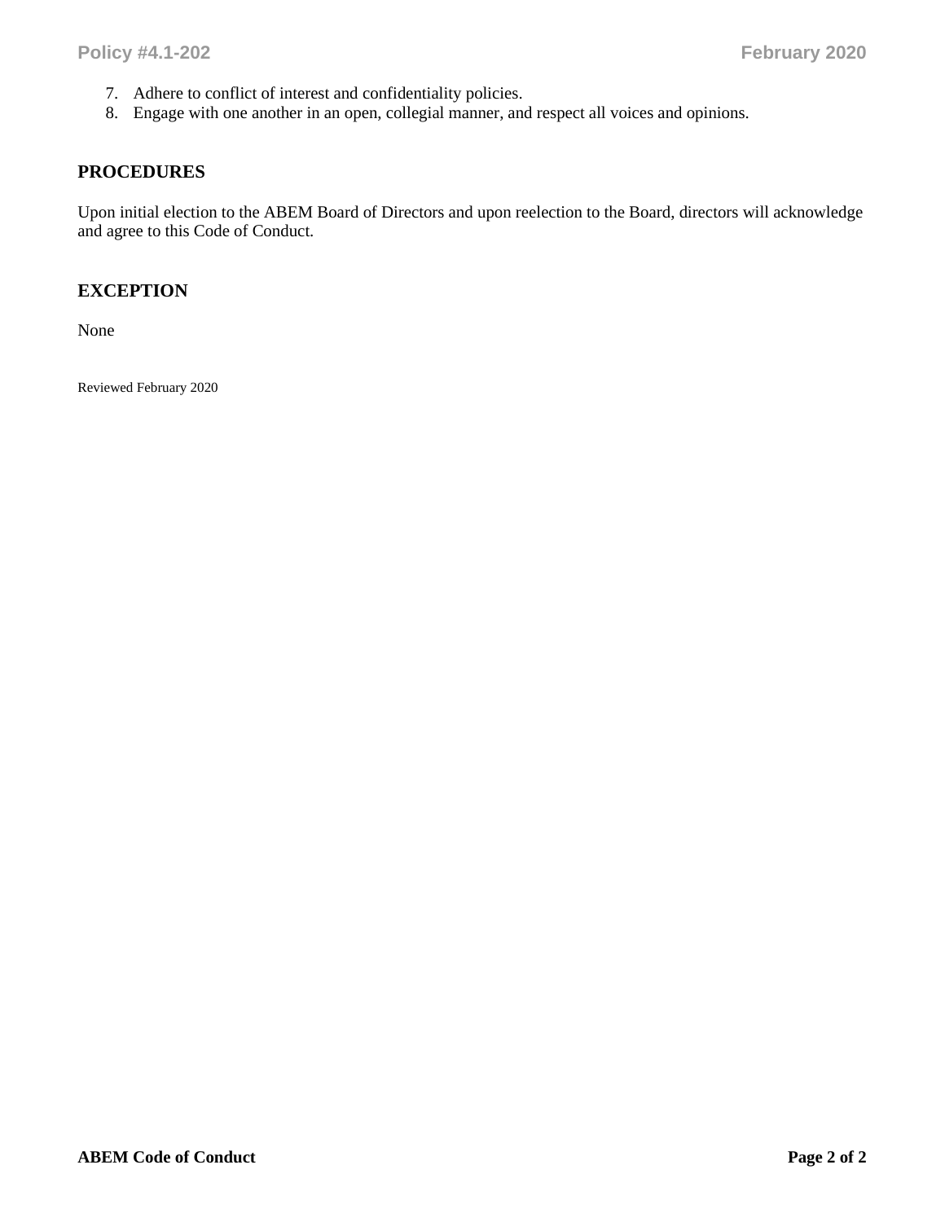7. Adhere to conflict of interest and confidentiality policies.
8. Engage with one another in an open, collegial manner, and respect all voices and opinions.

## PROCEDURES

Upon initial election to the ABEM Board of Directors and upon reelection to the Board, directors will acknowledge and agree to this Code of Conduct.

## EXCEPTION

None

Reviewed February 2020